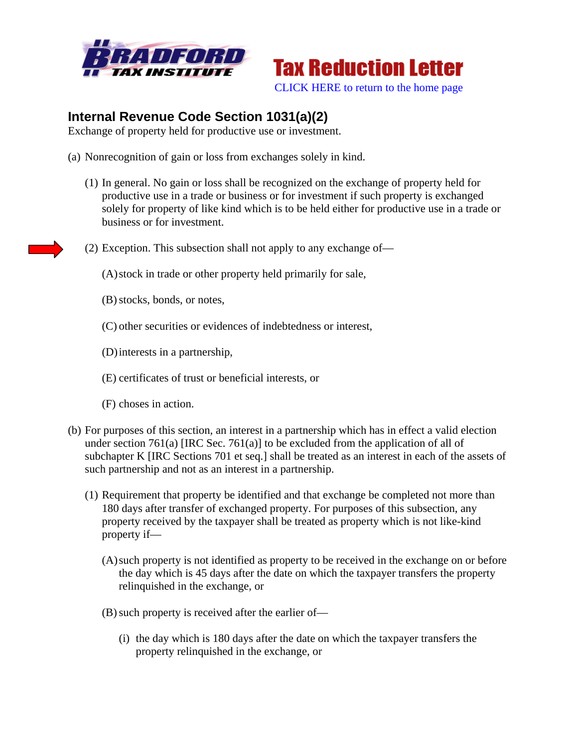Tax Reduction Letter

CLICK HERE to return to the home page

## Internal Revenue Code Section 1031(a)(2)

Exchange of property held for productive use or investment.

(a) Nonrecognition of gain or loss from exchanges solely in kind.

(1) In general. No gain or loss shall be recognized on the exchange of property held for productive use in a trade or business or for investment if such property is exchanged solely for property of like kind which is to be held either for productive use in a trade or business or for investment.

(2) Exception. This subsection shall not apply to any exchange of—

(A) stock in trade or other property held primarily for sale,

(B) stocks, bonds, or notes,

(C) other securities or evidences of indebtedness or interest,

(D) interests in a partnership,

(E) certificates of trust or beneficial interests, or

(F) choses in action.

(b) For purposes of this section, an interest in a partnership which has in effect a valid election under section 761(a) [IRC Sec. 761(a)] to be excluded from the application of all of subchapter K [IRC Sections 701 et seq.] shall be treated as an interest in each of the assets of such partnership and not as an interest in a partnership.

(1) Requirement that property be identified and that exchange be completed not more than 180 days after transfer of exchanged property. For purposes of this subsection, any property received by the taxpayer shall be treated as property which is not like-kind property if—

(A) such property is not identified as property to be received in the exchange on or before the day which is 45 days after the date on which the taxpayer transfers the property relinquished in the exchange, or

(B) such property is received after the earlier of—

(i) the day which is 180 days after the date on which the taxpayer transfers the property relinquished in the exchange, or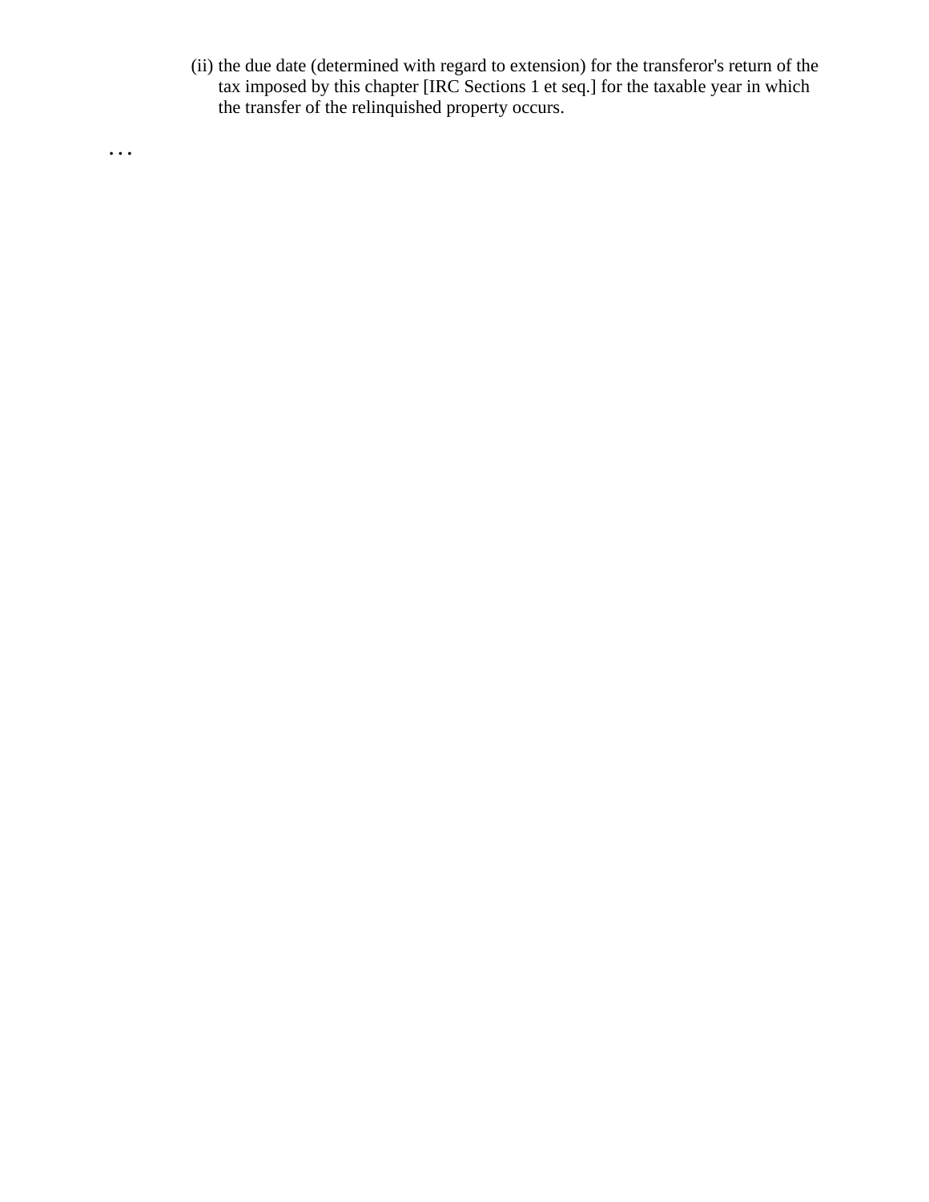(ii) the due date (determined with regard to extension) for the transferor's return of the tax imposed by this chapter [IRC Sections 1 et seq.] for the taxable year in which the transfer of the relinquished property occurs.

. . .